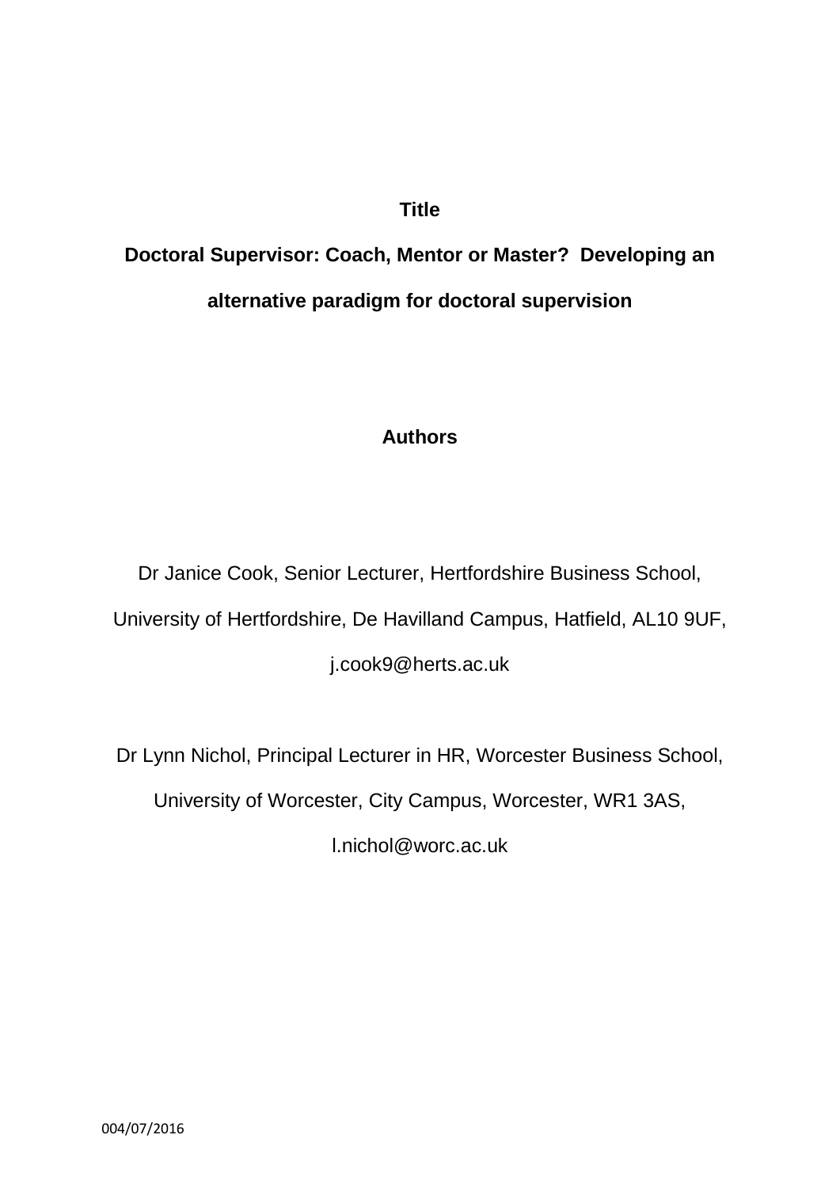**Title**

# Doctoral Supervisor: Coach, Mentor or Master? Developing an alternative paradigm for doctoral supervision

**Authors**

Dr Janice Cook, Senior Lecturer, Hertfordshire Business School, University of Hertfordshire, De Havilland Campus, Hatfield, AL10 9UF, j.cook9@herts.ac.uk

Dr Lynn Nichol, Principal Lecturer in HR, Worcester Business School, University of Worcester, City Campus, Worcester, WR1 3AS, l.nichol@worc.ac.uk

004/07/2016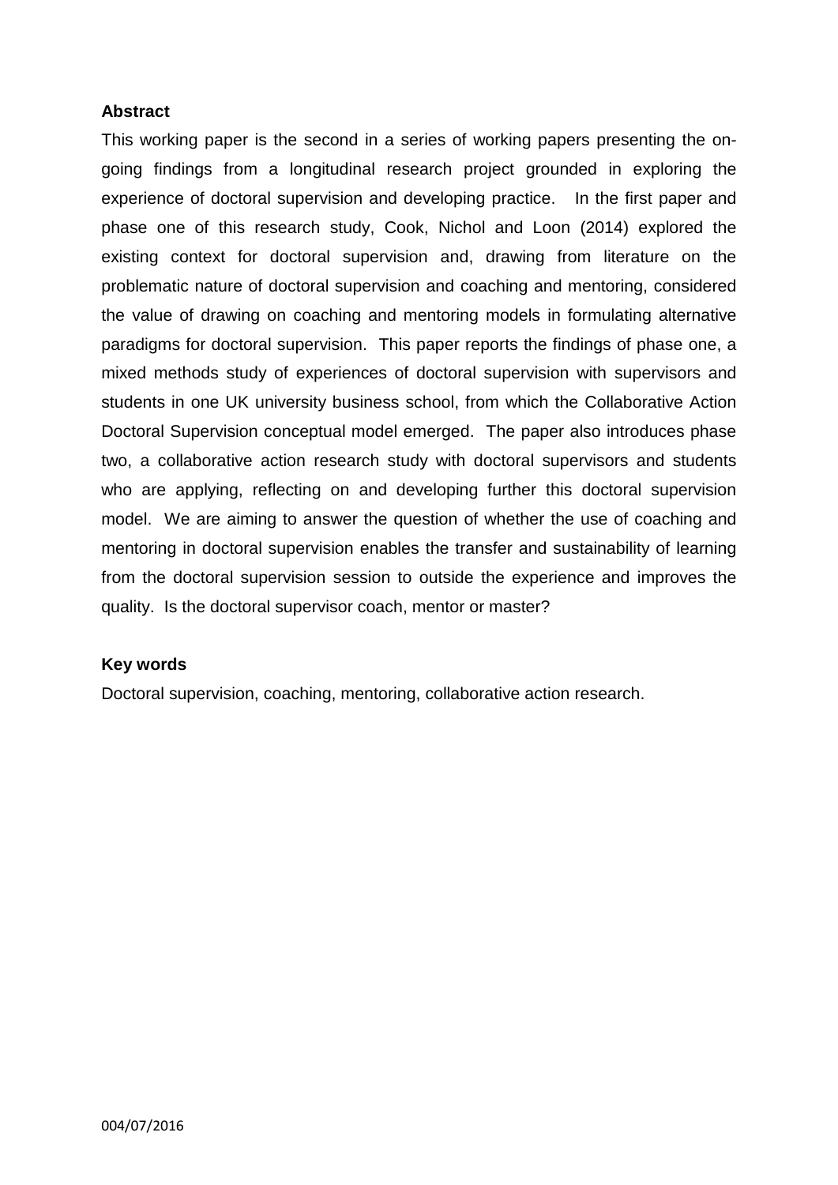**Abstract**

This working paper is the second in a series of working papers presenting the on-going findings from a longitudinal research project grounded in exploring the experience of doctoral supervision and developing practice. In the first paper and phase one of this research study, Cook, Nichol and Loon (2014) explored the existing context for doctoral supervision and, drawing from literature on the problematic nature of doctoral supervision and coaching and mentoring, considered the value of drawing on coaching and mentoring models in formulating alternative paradigms for doctoral supervision. This paper reports the findings of phase one, a mixed methods study of experiences of doctoral supervision with supervisors and students in one UK university business school, from which the Collaborative Action Doctoral Supervision conceptual model emerged. The paper also introduces phase two, a collaborative action research study with doctoral supervisors and students who are applying, reflecting on and developing further this doctoral supervision model. We are aiming to answer the question of whether the use of coaching and mentoring in doctoral supervision enables the transfer and sustainability of learning from the doctoral supervision session to outside the experience and improves the quality. Is the doctoral supervisor coach, mentor or master?

**Key words**

Doctoral supervision, coaching, mentoring, collaborative action research.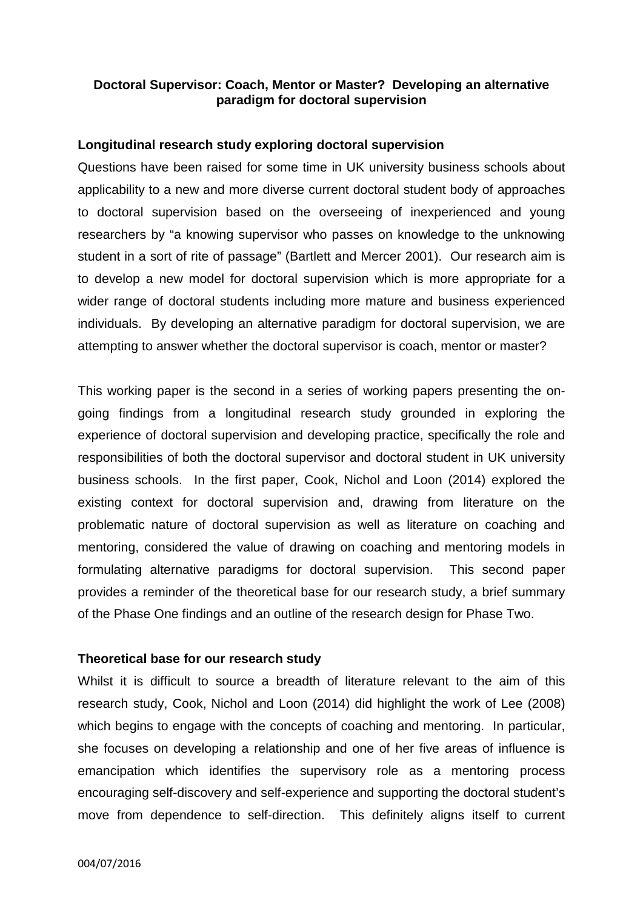**Doctoral Supervisor: Coach, Mentor or Master? Developing an alternative paradigm for doctoral supervision**

**Longitudinal research study exploring doctoral supervision**

Questions have been raised for some time in UK university business schools about applicability to a new and more diverse current doctoral student body of approaches to doctoral supervision based on the overseeing of inexperienced and young researchers by "a knowing supervisor who passes on knowledge to the unknowing student in a sort of rite of passage" (Bartlett and Mercer 2001). Our research aim is to develop a new model for doctoral supervision which is more appropriate for a wider range of doctoral students including more mature and business experienced individuals. By developing an alternative paradigm for doctoral supervision, we are attempting to answer whether the doctoral supervisor is coach, mentor or master?

This working paper is the second in a series of working papers presenting the on-going findings from a longitudinal research study grounded in exploring the experience of doctoral supervision and developing practice, specifically the role and responsibilities of both the doctoral supervisor and doctoral student in UK university business schools. In the first paper, Cook, Nichol and Loon (2014) explored the existing context for doctoral supervision and, drawing from literature on the problematic nature of doctoral supervision as well as literature on coaching and mentoring, considered the value of drawing on coaching and mentoring models in formulating alternative paradigms for doctoral supervision. This second paper provides a reminder of the theoretical base for our research study, a brief summary of the Phase One findings and an outline of the research design for Phase Two.

**Theoretical base for our research study**

Whilst it is difficult to source a breadth of literature relevant to the aim of this research study, Cook, Nichol and Loon (2014) did highlight the work of Lee (2008) which begins to engage with the concepts of coaching and mentoring. In particular, she focuses on developing a relationship and one of her five areas of influence is emancipation which identifies the supervisory role as a mentoring process encouraging self-discovery and self-experience and supporting the doctoral student's move from dependence to self-direction. This definitely aligns itself to current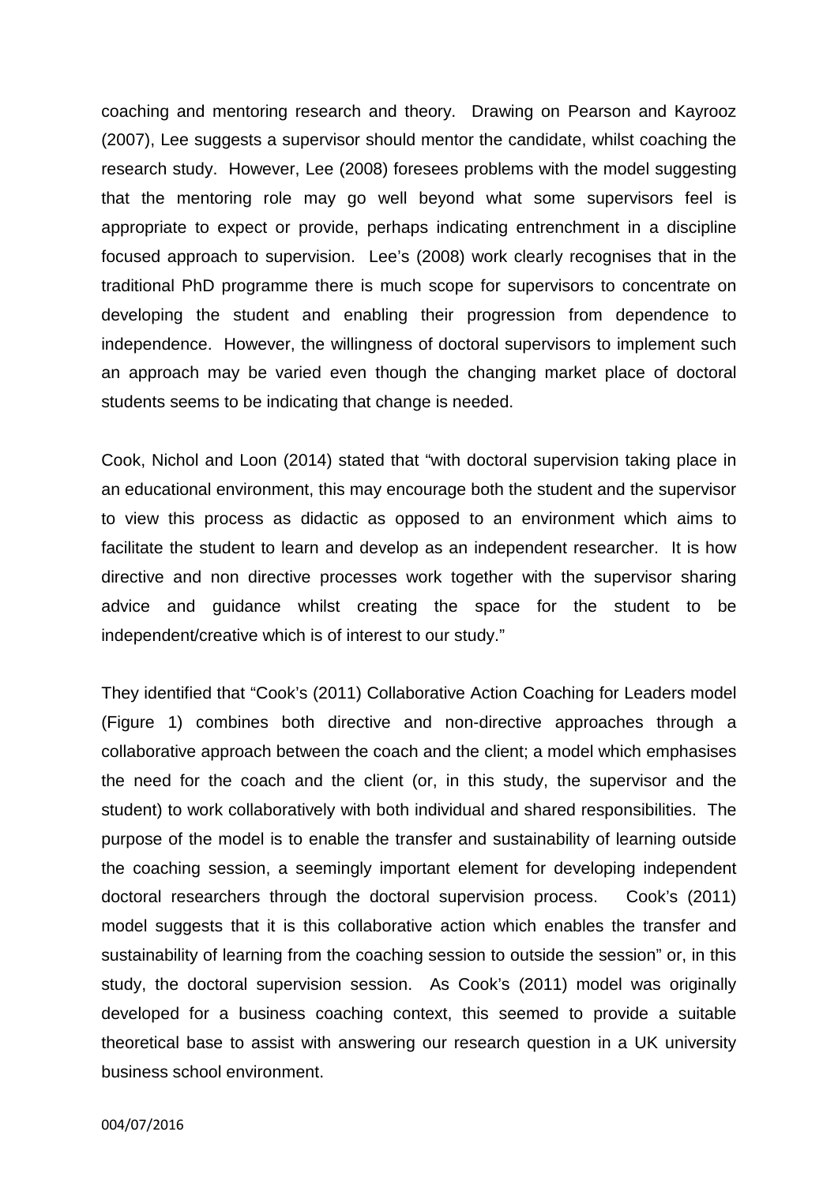coaching and mentoring research and theory. Drawing on Pearson and Kayrooz (2007), Lee suggests a supervisor should mentor the candidate, whilst coaching the research study. However, Lee (2008) foresees problems with the model suggesting that the mentoring role may go well beyond what some supervisors feel is appropriate to expect or provide, perhaps indicating entrenchment in a discipline focused approach to supervision. Lee's (2008) work clearly recognises that in the traditional PhD programme there is much scope for supervisors to concentrate on developing the student and enabling their progression from dependence to independence. However, the willingness of doctoral supervisors to implement such an approach may be varied even though the changing market place of doctoral students seems to be indicating that change is needed.

Cook, Nichol and Loon (2014) stated that "with doctoral supervision taking place in an educational environment, this may encourage both the student and the supervisor to view this process as didactic as opposed to an environment which aims to facilitate the student to learn and develop as an independent researcher. It is how directive and non directive processes work together with the supervisor sharing advice and guidance whilst creating the space for the student to be independent/creative which is of interest to our study."

They identified that "Cook's (2011) Collaborative Action Coaching for Leaders model (Figure 1) combines both directive and non-directive approaches through a collaborative approach between the coach and the client; a model which emphasises the need for the coach and the client (or, in this study, the supervisor and the student) to work collaboratively with both individual and shared responsibilities. The purpose of the model is to enable the transfer and sustainability of learning outside the coaching session, a seemingly important element for developing independent doctoral researchers through the doctoral supervision process. Cook's (2011) model suggests that it is this collaborative action which enables the transfer and sustainability of learning from the coaching session to outside the session" or, in this study, the doctoral supervision session. As Cook's (2011) model was originally developed for a business coaching context, this seemed to provide a suitable theoretical base to assist with answering our research question in a UK university business school environment.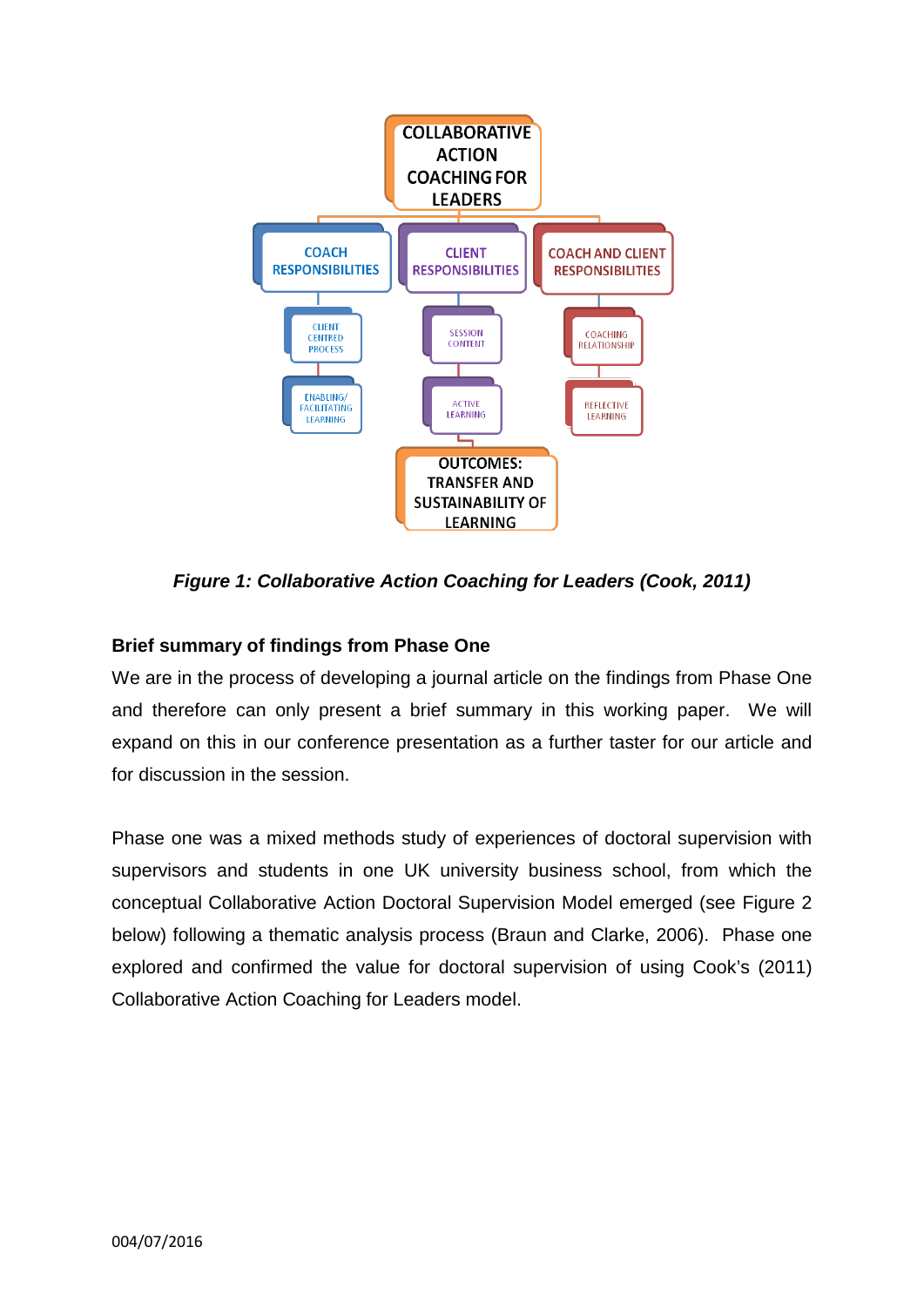COLLABORATIVE ACTION COACHING FOR LEADERS

COACH RESPONSIBILITIES

- CLIENT CENTRED PROCESS
- ENABLING/ FACILITATING LEARNING

CLIENT RESPONSIBILITIES

- SESSION CONTENT
- ACTIVE LEARNING

COACH AND CLIENT RESPONSIBILITIES

- COACHING RELATIONSHIP
- REFLECTIVE LEARNING

OUTCOMES: TRANSFER AND SUSTAINABILITY OF LEARNING

***Figure 1: Collaborative Action Coaching for Leaders (Cook, 2011)***

**Brief summary of findings from Phase One**

We are in the process of developing a journal article on the findings from Phase One and therefore can only present a brief summary in this working paper. We will expand on this in our conference presentation as a further taster for our article and for discussion in the session.

Phase one was a mixed methods study of experiences of doctoral supervision with supervisors and students in one UK university business school, from which the conceptual Collaborative Action Doctoral Supervision Model emerged (see Figure 2 below) following a thematic analysis process (Braun and Clarke, 2006). Phase one explored and confirmed the value for doctoral supervision of using Cook's (2011) Collaborative Action Coaching for Leaders model.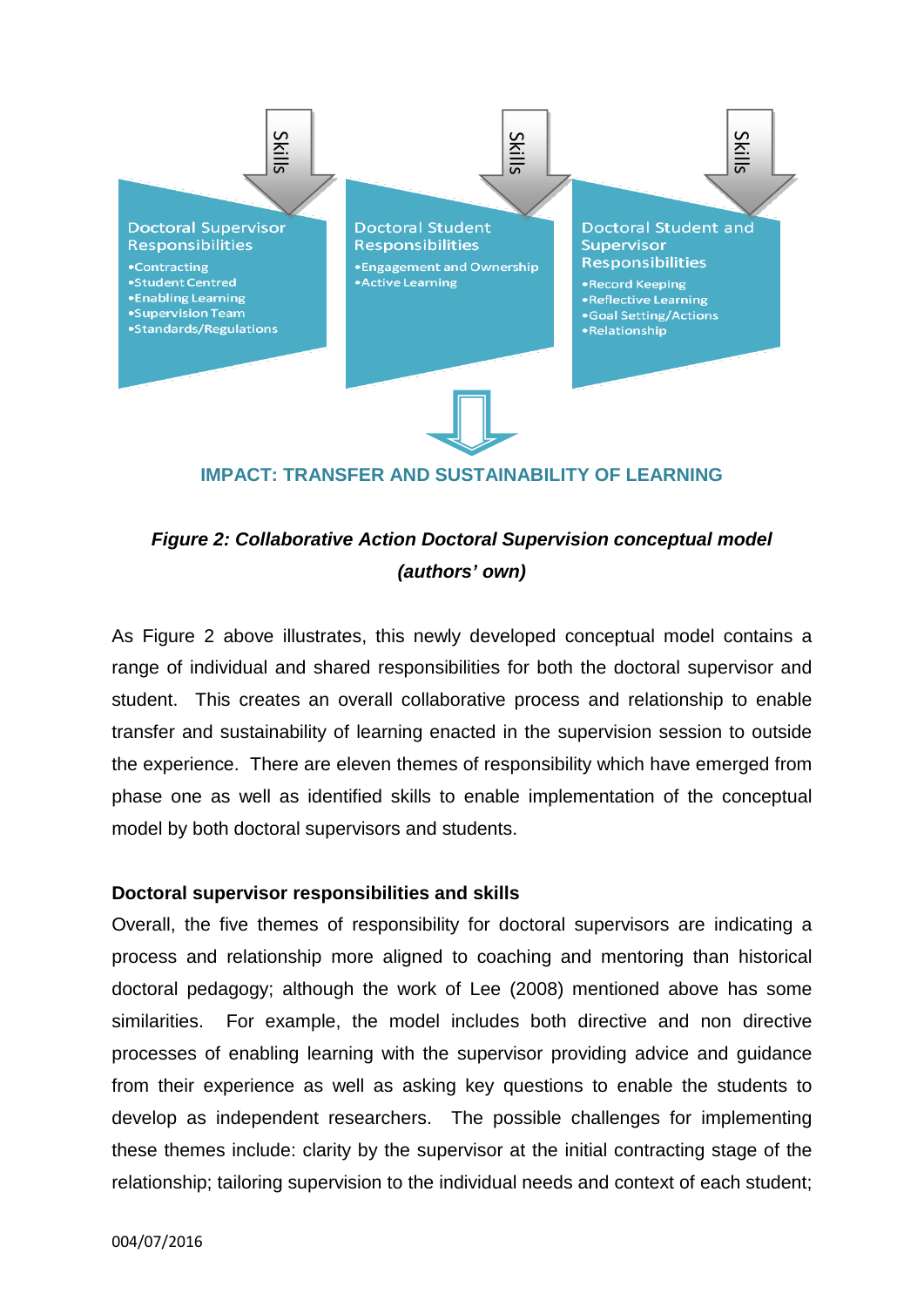Skills

**Doctoral Supervisor Responsibilities**
- Contracting
- Student Centred
- Enabling Learning
- Supervision Team
- Standards/Regulations

Skills

**Doctoral Student Responsibilities**
- Engagement and Ownership
- Active Learning

Skills

**Doctoral Student and Supervisor Responsibilities**
- Record Keeping
- Reflective Learning
- Goal Setting/Actions
- Relationship

**IMPACT: TRANSFER AND SUSTAINABILITY OF LEARNING**

***Figure 2: Collaborative Action Doctoral Supervision conceptual model (authors' own)***

As Figure 2 above illustrates, this newly developed conceptual model contains a range of individual and shared responsibilities for both the doctoral supervisor and student. This creates an overall collaborative process and relationship to enable transfer and sustainability of learning enacted in the supervision session to outside the experience. There are eleven themes of responsibility which have emerged from phase one as well as identified skills to enable implementation of the conceptual model by both doctoral supervisors and students.

**Doctoral supervisor responsibilities and skills**

Overall, the five themes of responsibility for doctoral supervisors are indicating a process and relationship more aligned to coaching and mentoring than historical doctoral pedagogy; although the work of Lee (2008) mentioned above has some similarities. For example, the model includes both directive and non directive processes of enabling learning with the supervisor providing advice and guidance from their experience as well as asking key questions to enable the students to develop as independent researchers. The possible challenges for implementing these themes include: clarity by the supervisor at the initial contracting stage of the relationship; tailoring supervision to the individual needs and context of each student;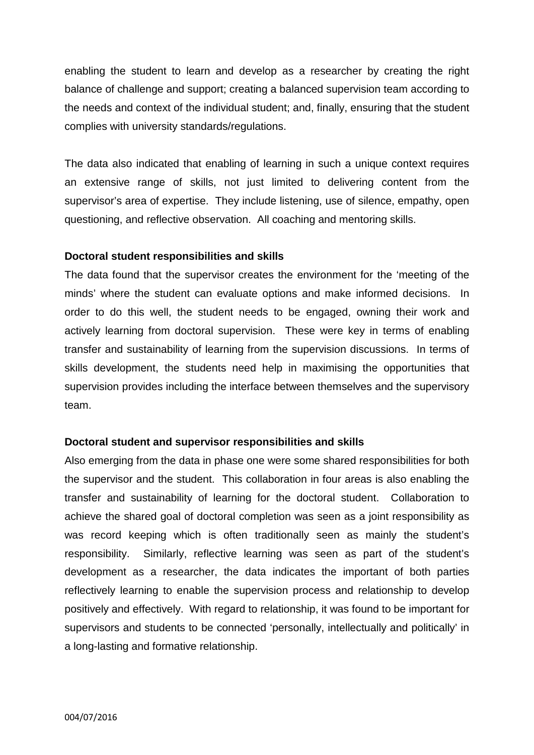enabling the student to learn and develop as a researcher by creating the right balance of challenge and support; creating a balanced supervision team according to the needs and context of the individual student; and, finally, ensuring that the student complies with university standards/regulations.

The data also indicated that enabling of learning in such a unique context requires an extensive range of skills, not just limited to delivering content from the supervisor's area of expertise. They include listening, use of silence, empathy, open questioning, and reflective observation. All coaching and mentoring skills.

**Doctoral student responsibilities and skills**

The data found that the supervisor creates the environment for the 'meeting of the minds' where the student can evaluate options and make informed decisions. In order to do this well, the student needs to be engaged, owning their work and actively learning from doctoral supervision. These were key in terms of enabling transfer and sustainability of learning from the supervision discussions. In terms of skills development, the students need help in maximising the opportunities that supervision provides including the interface between themselves and the supervisory team.

**Doctoral student and supervisor responsibilities and skills**

Also emerging from the data in phase one were some shared responsibilities for both the supervisor and the student. This collaboration in four areas is also enabling the transfer and sustainability of learning for the doctoral student. Collaboration to achieve the shared goal of doctoral completion was seen as a joint responsibility as was record keeping which is often traditionally seen as mainly the student's responsibility. Similarly, reflective learning was seen as part of the student's development as a researcher, the data indicates the important of both parties reflectively learning to enable the supervision process and relationship to develop positively and effectively. With regard to relationship, it was found to be important for supervisors and students to be connected 'personally, intellectually and politically' in a long-lasting and formative relationship.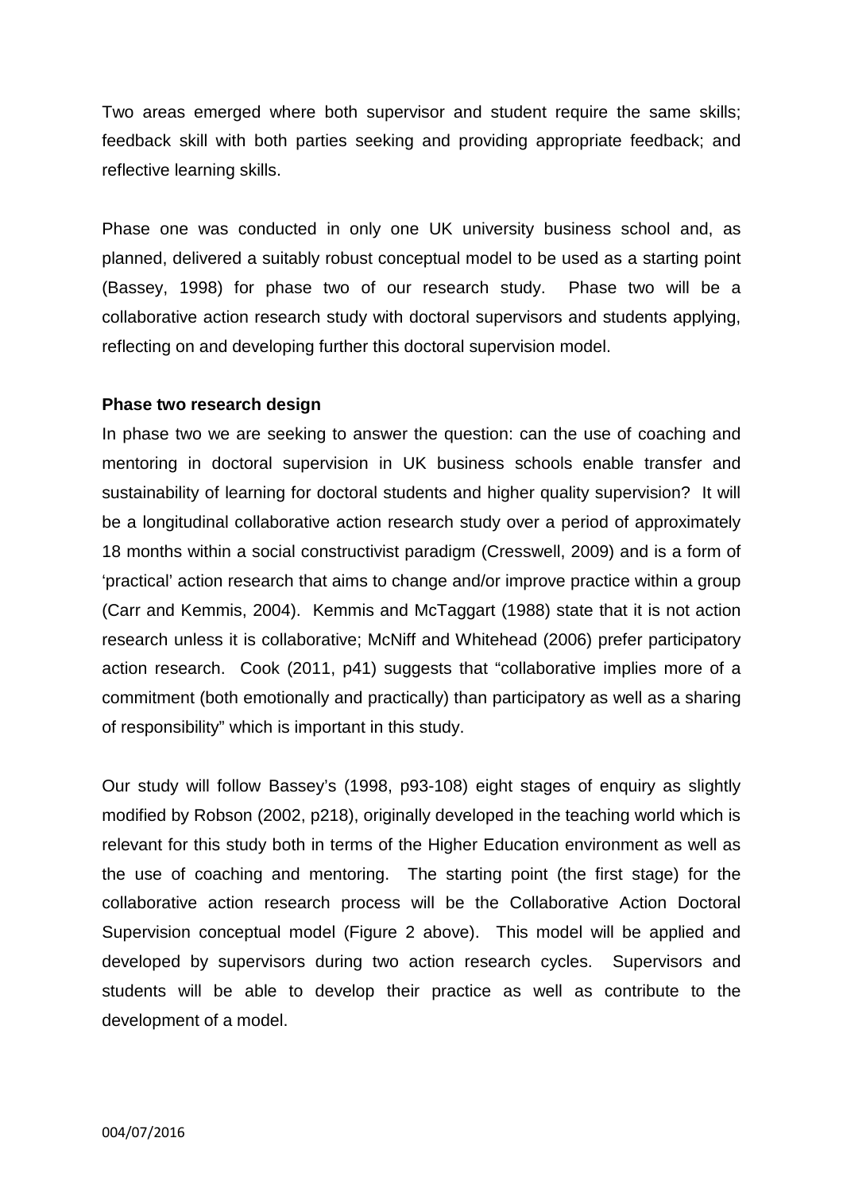Two areas emerged where both supervisor and student require the same skills; feedback skill with both parties seeking and providing appropriate feedback; and reflective learning skills.

Phase one was conducted in only one UK university business school and, as planned, delivered a suitably robust conceptual model to be used as a starting point (Bassey, 1998) for phase two of our research study. Phase two will be a collaborative action research study with doctoral supervisors and students applying, reflecting on and developing further this doctoral supervision model.

**Phase two research design**

In phase two we are seeking to answer the question: can the use of coaching and mentoring in doctoral supervision in UK business schools enable transfer and sustainability of learning for doctoral students and higher quality supervision? It will be a longitudinal collaborative action research study over a period of approximately 18 months within a social constructivist paradigm (Cresswell, 2009) and is a form of 'practical' action research that aims to change and/or improve practice within a group (Carr and Kemmis, 2004). Kemmis and McTaggart (1988) state that it is not action research unless it is collaborative; McNiff and Whitehead (2006) prefer participatory action research. Cook (2011, p41) suggests that "collaborative implies more of a commitment (both emotionally and practically) than participatory as well as a sharing of responsibility" which is important in this study.

Our study will follow Bassey's (1998, p93-108) eight stages of enquiry as slightly modified by Robson (2002, p218), originally developed in the teaching world which is relevant for this study both in terms of the Higher Education environment as well as the use of coaching and mentoring. The starting point (the first stage) for the collaborative action research process will be the Collaborative Action Doctoral Supervision conceptual model (Figure 2 above). This model will be applied and developed by supervisors during two action research cycles. Supervisors and students will be able to develop their practice as well as contribute to the development of a model.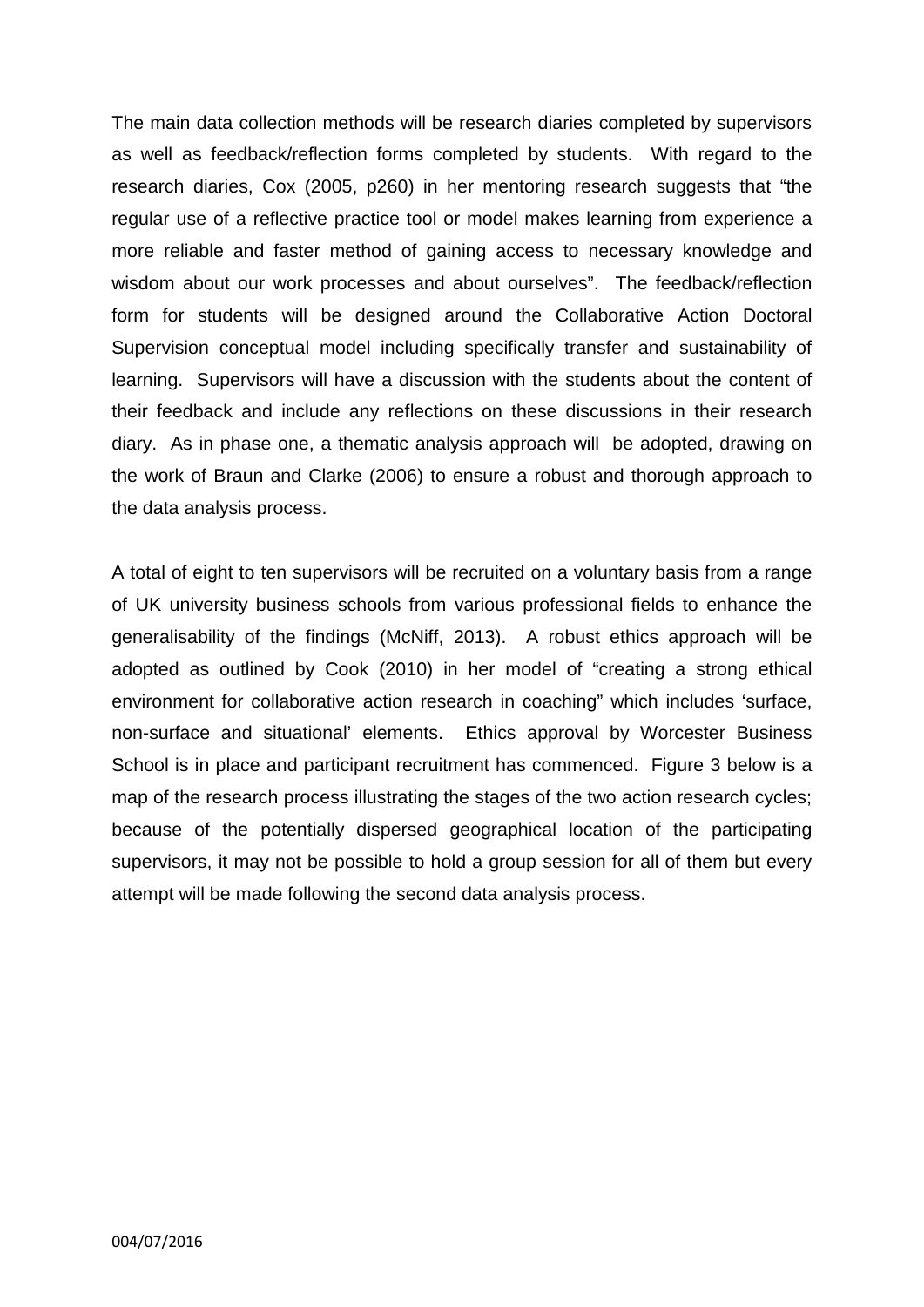The main data collection methods will be research diaries completed by supervisors as well as feedback/reflection forms completed by students. With regard to the research diaries, Cox (2005, p260) in her mentoring research suggests that "the regular use of a reflective practice tool or model makes learning from experience a more reliable and faster method of gaining access to necessary knowledge and wisdom about our work processes and about ourselves". The feedback/reflection form for students will be designed around the Collaborative Action Doctoral Supervision conceptual model including specifically transfer and sustainability of learning. Supervisors will have a discussion with the students about the content of their feedback and include any reflections on these discussions in their research diary. As in phase one, a thematic analysis approach will be adopted, drawing on the work of Braun and Clarke (2006) to ensure a robust and thorough approach to the data analysis process.

A total of eight to ten supervisors will be recruited on a voluntary basis from a range of UK university business schools from various professional fields to enhance the generalisability of the findings (McNiff, 2013). A robust ethics approach will be adopted as outlined by Cook (2010) in her model of "creating a strong ethical environment for collaborative action research in coaching" which includes 'surface, non-surface and situational' elements. Ethics approval by Worcester Business School is in place and participant recruitment has commenced. Figure 3 below is a map of the research process illustrating the stages of the two action research cycles; because of the potentially dispersed geographical location of the participating supervisors, it may not be possible to hold a group session for all of them but every attempt will be made following the second data analysis process.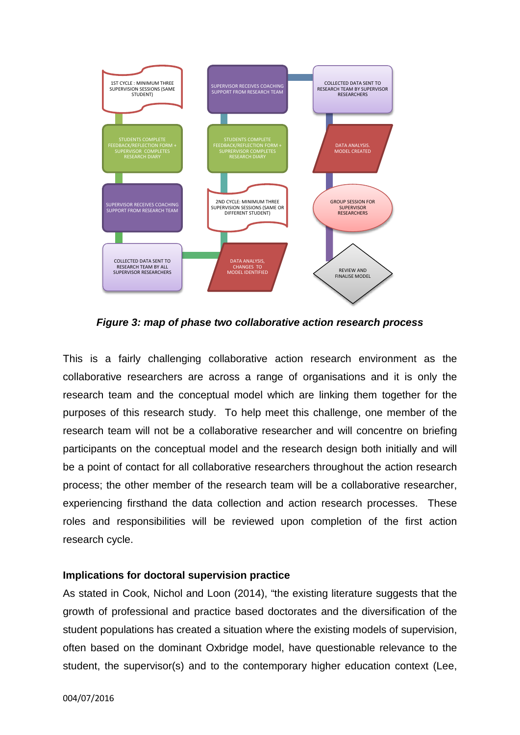1ST CYCLE : MINIMUM THREE SUPERVISION SESSIONS (SAME STUDENT)

SUPERVISOR RECEIVES COACHING SUPPORT FROM RESEARCH TEAM

COLLECTED DATA SENT TO RESEARCH TEAM BY SUPERVISOR RESEARCHERS

STUDENTS COMPLETE FEEDBACK/REFLECTION FORM + SUPERVISOR COMPLETES RESEARCH DIARY

STUDENTS COMPLETE FEEDBACK/REFLECTION FORM + SUPERVISOR COMPLETES RESEARCH DIARY

DATA ANALYSIS. MODEL CREATED

SUPERVISOR RECEIVES COACHING SUPPORT FROM RESEARCH TEAM

2ND CYCLE: MINIMUM THREE SUPERVISION SESSIONS (SAME OR DIFFERENT STUDENT)

GROUP SESSION FOR SUPERVISOR RESEARCHERS

COLLECTED DATA SENT TO RESEARCH TEAM BY ALL SUPERVISOR RESEARCHERS

DATA ANALYSIS, CHANGES TO MODEL IDENTIFIED

REVIEW AND FINALISE MODEL

***Figure 3: map of phase two collaborative action research process***

This is a fairly challenging collaborative action research environment as the collaborative researchers are across a range of organisations and it is only the research team and the conceptual model which are linking them together for the purposes of this research study. To help meet this challenge, one member of the research team will not be a collaborative researcher and will concentre on briefing participants on the conceptual model and the research design both initially and will be a point of contact for all collaborative researchers throughout the action research process; the other member of the research team will be a collaborative researcher, experiencing firsthand the data collection and action research processes. These roles and responsibilities will be reviewed upon completion of the first action research cycle.

**Implications for doctoral supervision practice**

As stated in Cook, Nichol and Loon (2014), "the existing literature suggests that the growth of professional and practice based doctorates and the diversification of the student populations has created a situation where the existing models of supervision, often based on the dominant Oxbridge model, have questionable relevance to the student, the supervisor(s) and to the contemporary higher education context (Lee,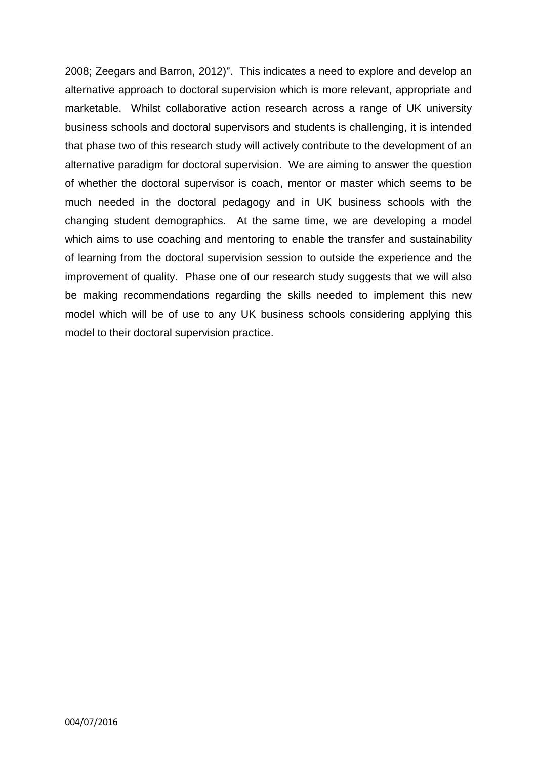2008; Zeegars and Barron, 2012)". This indicates a need to explore and develop an alternative approach to doctoral supervision which is more relevant, appropriate and marketable. Whilst collaborative action research across a range of UK university business schools and doctoral supervisors and students is challenging, it is intended that phase two of this research study will actively contribute to the development of an alternative paradigm for doctoral supervision. We are aiming to answer the question of whether the doctoral supervisor is coach, mentor or master which seems to be much needed in the doctoral pedagogy and in UK business schools with the changing student demographics. At the same time, we are developing a model which aims to use coaching and mentoring to enable the transfer and sustainability of learning from the doctoral supervision session to outside the experience and the improvement of quality. Phase one of our research study suggests that we will also be making recommendations regarding the skills needed to implement this new model which will be of use to any UK business schools considering applying this model to their doctoral supervision practice.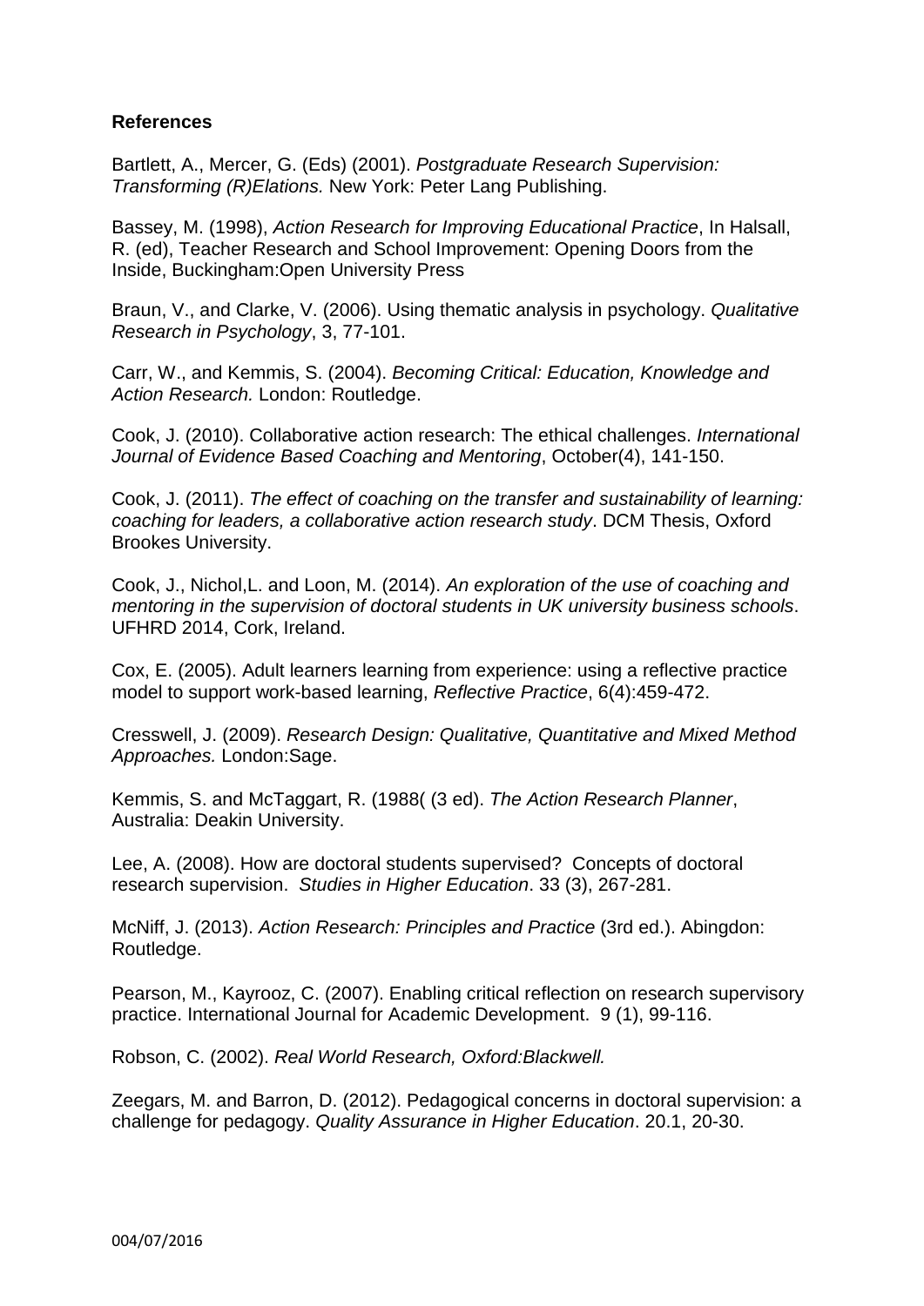**References**

Bartlett, A., Mercer, G. (Eds) (2001). *Postgraduate Research Supervision: Transforming (R)Elations.* New York: Peter Lang Publishing.

Bassey, M. (1998), *Action Research for Improving Educational Practice*, In Halsall, R. (ed), Teacher Research and School Improvement: Opening Doors from the Inside, Buckingham:Open University Press

Braun, V., and Clarke, V. (2006). Using thematic analysis in psychology. *Qualitative Research in Psychology*, 3, 77-101.

Carr, W., and Kemmis, S. (2004). *Becoming Critical: Education, Knowledge and Action Research.* London: Routledge.

Cook, J. (2010). Collaborative action research: The ethical challenges. *International Journal of Evidence Based Coaching and Mentoring*, October(4), 141-150.

Cook, J. (2011). *The effect of coaching on the transfer and sustainability of learning: coaching for leaders, a collaborative action research study*. DCM Thesis, Oxford Brookes University.

Cook, J., Nichol,L. and Loon, M. (2014). *An exploration of the use of coaching and mentoring in the supervision of doctoral students in UK university business schools*. UFHRD 2014, Cork, Ireland.

Cox, E. (2005). Adult learners learning from experience: using a reflective practice model to support work-based learning, *Reflective Practice*, 6(4):459-472.

Cresswell, J. (2009). *Research Design: Qualitative, Quantitative and Mixed Method Approaches.* London:Sage.

Kemmis, S. and McTaggart, R. (1988( (3 ed). *The Action Research Planner*, Australia: Deakin University.

Lee, A. (2008). How are doctoral students supervised? Concepts of doctoral research supervision. *Studies in Higher Education*. 33 (3), 267-281.

McNiff, J. (2013). *Action Research: Principles and Practice* (3rd ed.). Abingdon: Routledge.

Pearson, M., Kayrooz, C. (2007). Enabling critical reflection on research supervisory practice. International Journal for Academic Development. 9 (1), 99-116.

Robson, C. (2002). *Real World Research, Oxford:Blackwell.*

Zeegars, M. and Barron, D. (2012). Pedagogical concerns in doctoral supervision: a challenge for pedagogy. *Quality Assurance in Higher Education*. 20.1, 20-30.